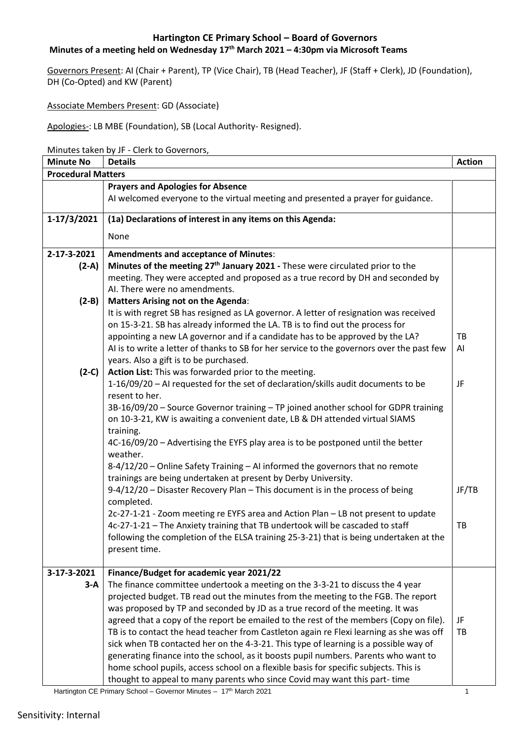**Hartington CE Primary School – Board of Governors**

**Minutes of a meeting held on Wednesday 17th March 2021 – 4:30pm via Microsoft Teams**

Governors Present: AI (Chair + Parent), TP (Vice Chair), TB (Head Teacher), JF (Staff + Clerk), JD (Foundation), DH (Co-Opted) and KW (Parent)

Associate Members Present: GD (Associate)

Apologies-: LB MBE (Foundation), SB (Local Authority- Resigned).

Minutes taken by JF - Clerk to Governors,

| Minute No | Details | Action |
|---|---|---|
| **Procedural Matters** | | |
| | **Prayers and Apologies for Absence**<br>AI welcomed everyone to the virtual meeting and presented a prayer for guidance. | |
| 1-17/3/2021 | **(1a) Declarations of interest in any items on this Agenda:**<br>None | |
| 2-17-3-2021<br>(2-A) | **Amendments and acceptance of Minutes**:<br>**Minutes of the meeting 27th January 2021 -** These were circulated prior to the meeting. They were accepted and proposed as a true record by DH and seconded by AI. There were no amendments. | |
| (2-B) | **Matters Arising not on the Agenda**:<br>It is with regret SB has resigned as LA governor. A letter of resignation was received on 15-3-21. SB has already informed the LA. TB is to find out the process for appointing a new LA governor and if a candidate has to be approved by the LA?<br>AI is to write a letter of thanks to SB for her service to the governors over the past few years. Also a gift is to be purchased. | TB<br>AI |
| (2-C) | **Action List:** This was forwarded prior to the meeting.<br>1-16/09/20 – AI requested for the set of declaration/skills audit documents to be resent to her.<br>3B-16/09/20 – Source Governor training – TP joined another school for GDPR training on 10-3-21, KW is awaiting a convenient date, LB & DH attended virtual SIAMS training.<br>4C-16/09/20 – Advertising the EYFS play area is to be postponed until the better weather.<br>8-4/12/20 – Online Safety Training – AI informed the governors that no remote trainings are being undertaken at present by Derby University.<br>9-4/12/20 – Disaster Recovery Plan – This document is in the process of being completed.<br>2c-27-1-21 - Zoom meeting re EYFS area and Action Plan – LB not present to update<br>4c-27-1-21 – The Anxiety training that TB undertook will be cascaded to staff following the completion of the ELSA training 25-3-21) that is being undertaken at the present time. | JF<br><br><br><br><br><br>JF/TB<br><br>TB |
| 3-17-3-2021<br>3-A | **Finance/Budget for academic year 2021/22**<br>The finance committee undertook a meeting on the 3-3-21 to discuss the 4 year projected budget. TB read out the minutes from the meeting to the FGB. The report was proposed by TP and seconded by JD as a true record of the meeting. It was agreed that a copy of the report be emailed to the rest of the members (Copy on file).<br>TB is to contact the head teacher from Castleton again re Flexi learning as she was off sick when TB contacted her on the 4-3-21. This type of learning is a possible way of generating finance into the school, as it boosts pupil numbers. Parents who want to home school pupils, access school on a flexible basis for specific subjects. This is thought to appeal to many parents who since Covid may want this part- time | <br><br><br>JF<br>TB |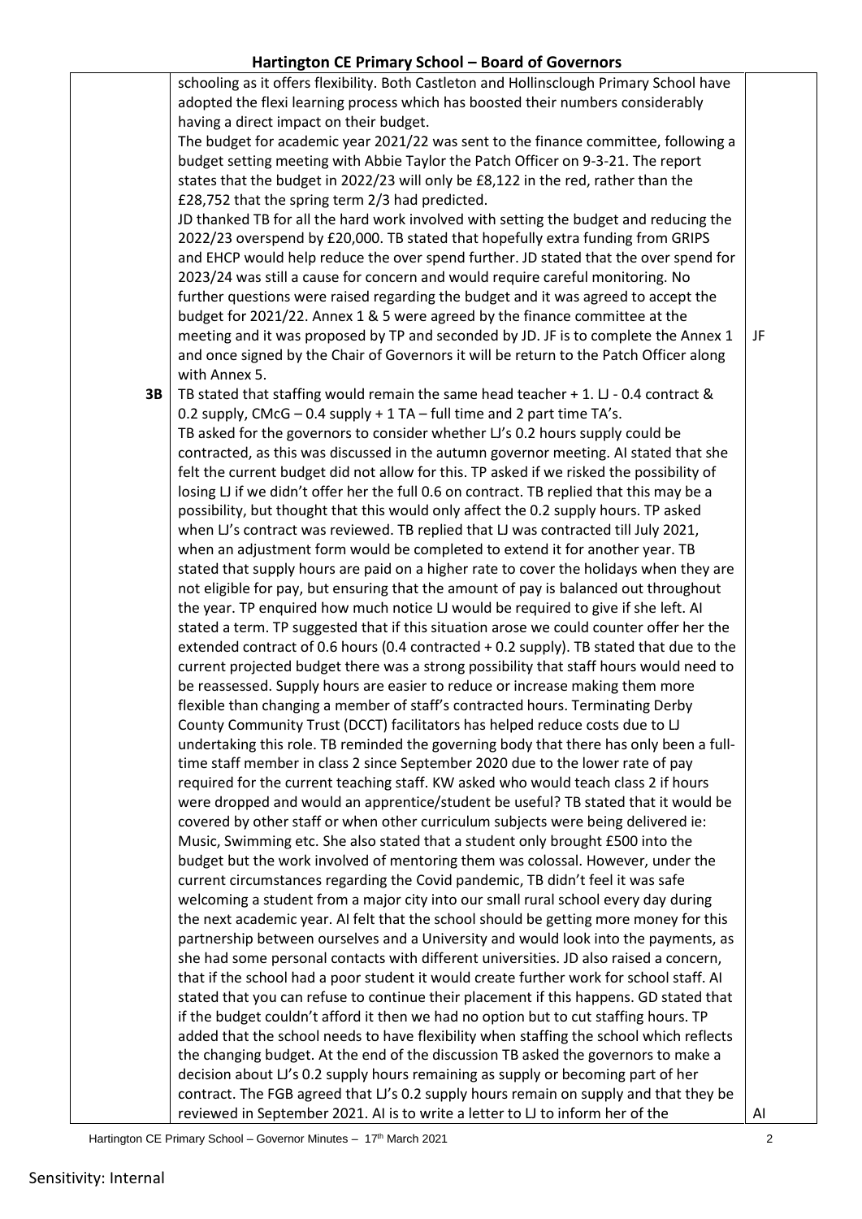| | | |
|---|---|---|
| | schooling as it offers flexibility. Both Castleton and Hollinsclough Primary School have adopted the flexi learning process which has boosted their numbers considerably having a direct impact on their budget.<br>The budget for academic year 2021/22 was sent to the finance committee, following a budget setting meeting with Abbie Taylor the Patch Officer on 9-3-21. The report states that the budget in 2022/23 will only be £8,122 in the red, rather than the £28,752 that the spring term 2/3 had predicted.<br>JD thanked TB for all the hard work involved with setting the budget and reducing the 2022/23 overspend by £20,000. TB stated that hopefully extra funding from GRIPS and EHCP would help reduce the over spend further. JD stated that the over spend for 2023/24 was still a cause for concern and would require careful monitoring. No further questions were raised regarding the budget and it was agreed to accept the budget for 2021/22. Annex 1 & 5 were agreed by the finance committee at the meeting and it was proposed by TP and seconded by JD. JF is to complete the Annex 1 and once signed by the Chair of Governors it will be return to the Patch Officer along with Annex 5. | JF |
| 3B | TB stated that staffing would remain the same head teacher + 1. LJ - 0.4 contract & 0.2 supply, CMcG – 0.4 supply + 1 TA – full time and 2 part time TA's.<br>TB asked for the governors to consider whether LJ's 0.2 hours supply could be contracted, as this was discussed in the autumn governor meeting. AI stated that she felt the current budget did not allow for this. TP asked if we risked the possibility of losing LJ if we didn't offer her the full 0.6 on contract. TB replied that this may be a possibility, but thought that this would only affect the 0.2 supply hours. TP asked when LJ's contract was reviewed. TB replied that LJ was contracted till July 2021, when an adjustment form would be completed to extend it for another year. TB stated that supply hours are paid on a higher rate to cover the holidays when they are not eligible for pay, but ensuring that the amount of pay is balanced out throughout the year. TP enquired how much notice LJ would be required to give if she left. AI stated a term. TP suggested that if this situation arose we could counter offer her the extended contract of 0.6 hours (0.4 contracted + 0.2 supply). TB stated that due to the current projected budget there was a strong possibility that staff hours would need to be reassessed. Supply hours are easier to reduce or increase making them more flexible than changing a member of staff's contracted hours. Terminating Derby County Community Trust (DCCT) facilitators has helped reduce costs due to LJ undertaking this role. TB reminded the governing body that there has only been a full-time staff member in class 2 since September 2020 due to the lower rate of pay required for the current teaching staff. KW asked who would teach class 2 if hours were dropped and would an apprentice/student be useful? TB stated that it would be covered by other staff or when other curriculum subjects were being delivered ie: Music, Swimming etc. She also stated that a student only brought £500 into the budget but the work involved of mentoring them was colossal. However, under the current circumstances regarding the Covid pandemic, TB didn't feel it was safe welcoming a student from a major city into our small rural school every day during the next academic year. AI felt that the school should be getting more money for this partnership between ourselves and a University and would look into the payments, as she had some personal contacts with different universities. JD also raised a concern, that if the school had a poor student it would create further work for school staff. AI stated that you can refuse to continue their placement if this happens. GD stated that if the budget couldn't afford it then we had no option but to cut staffing hours. TP added that the school needs to have flexibility when staffing the school which reflects the changing budget. At the end of the discussion TB asked the governors to make a decision about LJ's 0.2 supply hours remaining as supply or becoming part of her contract. The FGB agreed that LJ's 0.2 supply hours remain on supply and that they be reviewed in September 2021. AI is to write a letter to LJ to inform her of the | AI |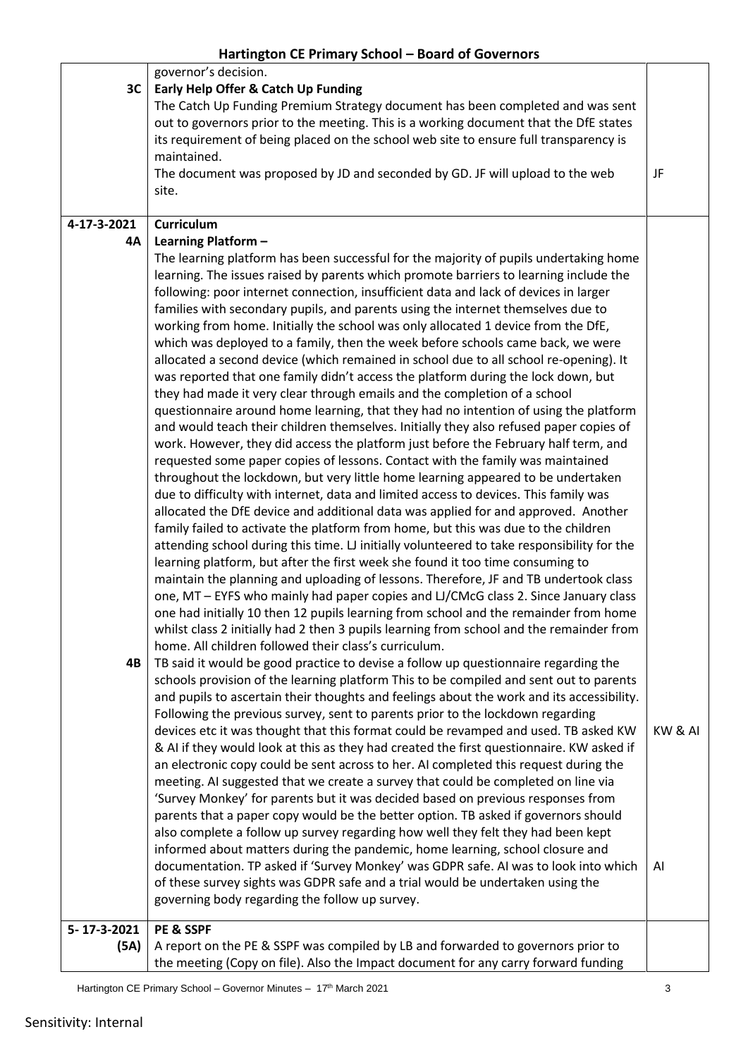| | | |
|---|---|---|
| | governor's decision. | |
| **3C** | **Early Help Offer & Catch Up Funding**<br>The Catch Up Funding Premium Strategy document has been completed and was sent out to governors prior to the meeting. This is a working document that the DfE states its requirement of being placed on the school web site to ensure full transparency is maintained.<br>The document was proposed by JD and seconded by GD. JF will upload to the web site. | JF |
| **4-17-3-2021**<br>**4A** | **Curriculum**<br>**Learning Platform –**<br>The learning platform has been successful for the majority of pupils undertaking home learning. The issues raised by parents which promote barriers to learning include the following: poor internet connection, insufficient data and lack of devices in larger families with secondary pupils, and parents using the internet themselves due to working from home. Initially the school was only allocated 1 device from the DfE, which was deployed to a family, then the week before schools came back, we were allocated a second device (which remained in school due to all school re-opening). It was reported that one family didn't access the platform during the lock down, but they had made it very clear through emails and the completion of a school questionnaire around home learning, that they had no intention of using the platform and would teach their children themselves. Initially they also refused paper copies of work. However, they did access the platform just before the February half term, and requested some paper copies of lessons. Contact with the family was maintained throughout the lockdown, but very little home learning appeared to be undertaken due to difficulty with internet, data and limited access to devices. This family was allocated the DfE device and additional data was applied for and approved. Another family failed to activate the platform from home, but this was due to the children attending school during this time. LJ initially volunteered to take responsibility for the learning platform, but after the first week she found it too time consuming to maintain the planning and uploading of lessons. Therefore, JF and TB undertook class one, MT – EYFS who mainly had paper copies and LJ/CMcG class 2. Since January class one had initially 10 then 12 pupils learning from school and the remainder from home whilst class 2 initially had 2 then 3 pupils learning from school and the remainder from home. All children followed their class's curriculum. | |
| **4B** | TB said it would be good practice to devise a follow up questionnaire regarding the schools provision of the learning platform This to be compiled and sent out to parents and pupils to ascertain their thoughts and feelings about the work and its accessibility. Following the previous survey, sent to parents prior to the lockdown regarding devices etc it was thought that this format could be revamped and used. TB asked KW & AI if they would look at this as they had created the first questionnaire. KW asked if an electronic copy could be sent across to her. AI completed this request during the meeting. AI suggested that we create a survey that could be completed on line via 'Survey Monkey' for parents but it was decided based on previous responses from parents that a paper copy would be the better option. TB asked if governors should also complete a follow up survey regarding how well they felt they had been kept informed about matters during the pandemic, home learning, school closure and documentation. TP asked if 'Survey Monkey' was GDPR safe. AI was to look into which of these survey sights was GDPR safe and a trial would be undertaken using the governing body regarding the follow up survey. | KW & AI<br><br>AI |
| **5- 17-3-2021**<br>**(5A)** | **PE & SSPF**<br>A report on the PE & SSPF was compiled by LB and forwarded to governors prior to the meeting (Copy on file). Also the Impact document for any carry forward funding | |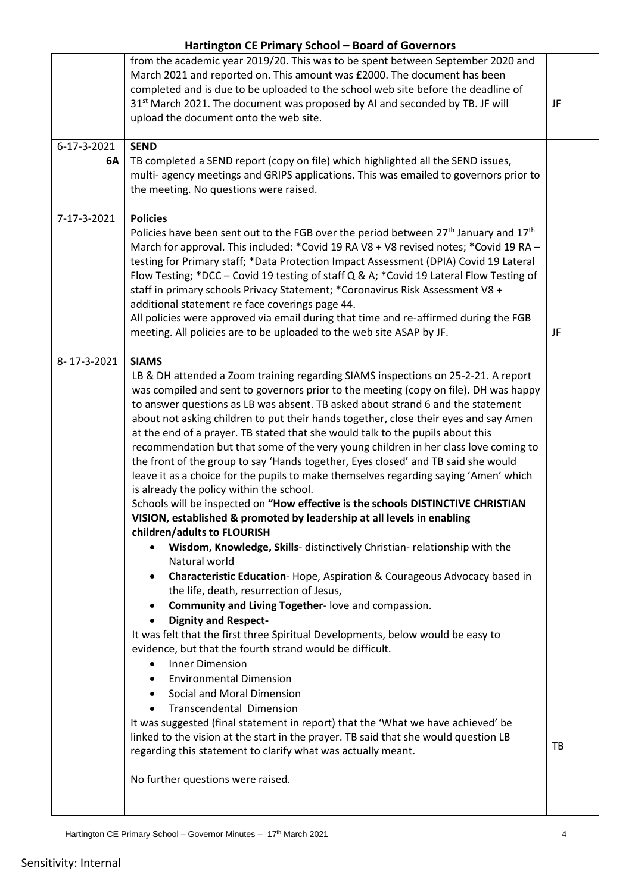# Hartington CE Primary School – Board of Governors

| | | |
|---|---|---|
| | from the academic year 2019/20. This was to be spent between September 2020 and March 2021 and reported on. This amount was £2000. The document has been completed and is due to be uploaded to the school web site before the deadline of 31st March 2021. The document was proposed by AI and seconded by TB. JF will upload the document onto the web site. | JF |
| 6-17-3-2021 **6A** | **SEND**<br>TB completed a SEND report (copy on file) which highlighted all the SEND issues, multi- agency meetings and GRIPS applications. This was emailed to governors prior to the meeting. No questions were raised. | |
| 7-17-3-2021 | **Policies**<br>Policies have been sent out to the FGB over the period between 27th January and 17th March for approval. This included: *Covid 19 RA V8 + V8 revised notes; *Covid 19 RA – testing for Primary staff; *Data Protection Impact Assessment (DPIA) Covid 19 Lateral Flow Testing; *DCC – Covid 19 testing of staff Q & A; *Covid 19 Lateral Flow Testing of staff in primary schools Privacy Statement; *Coronavirus Risk Assessment V8 + additional statement re face coverings page 44.<br>All policies were approved via email during that time and re-affirmed during the FGB meeting. All policies are to be uploaded to the web site ASAP by JF. | JF |
| 8- 17-3-2021 | **SIAMS**<br>LB & DH attended a Zoom training regarding SIAMS inspections on 25-2-21. A report was compiled and sent to governors prior to the meeting (copy on file). DH was happy to answer questions as LB was absent. TB asked about strand 6 and the statement about not asking children to put their hands together, close their eyes and say Amen at the end of a prayer. TB stated that she would talk to the pupils about this recommendation but that some of the very young children in her class love coming to the front of the group to say 'Hands together, Eyes closed' and TB said she would leave it as a choice for the pupils to make themselves regarding saying 'Amen' which is already the policy within the school.<br>Schools will be inspected on **"How effective is the schools DISTINCTIVE CHRISTIAN VISION, established & promoted by leadership at all levels in enabling children/adults to FLOURISH**<br>• **Wisdom, Knowledge, Skills**- distinctively Christian- relationship with the Natural world<br>• **Characteristic Education**- Hope, Aspiration & Courageous Advocacy based in the life, death, resurrection of Jesus,<br>• **Community and Living Together**- love and compassion.<br>• **Dignity and Respect-**<br>It was felt that the first three Spiritual Developments, below would be easy to evidence, but that the fourth strand would be difficult.<br>• Inner Dimension<br>• Environmental Dimension<br>• Social and Moral Dimension<br>• Transcendental Dimension<br>It was suggested (final statement in report) that the 'What we have achieved' be linked to the vision at the start in the prayer. TB said that she would question LB regarding this statement to clarify what was actually meant.<br><br>No further questions were raised. | TB |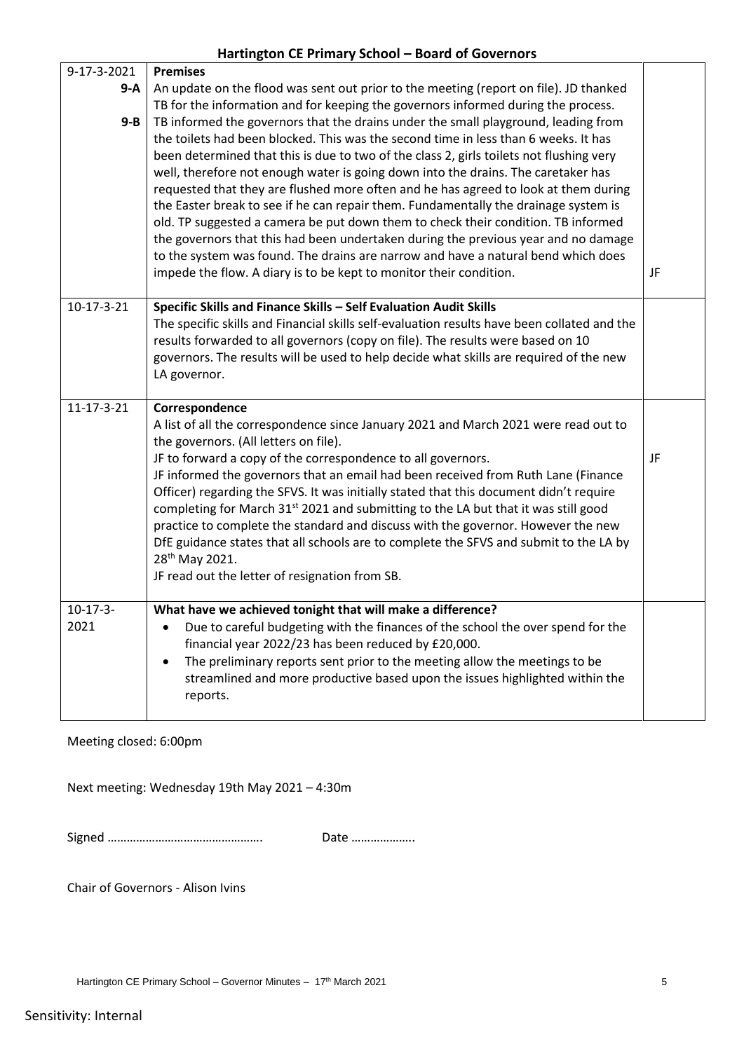## Hartington CE Primary School – Board of Governors

| | | |
|---|---|---|
| 9-17-3-2021<br><br>**9-A**<br><br>**9-B** | **Premises**<br>An update on the flood was sent out prior to the meeting (report on file). JD thanked TB for the information and for keeping the governors informed during the process.<br>TB informed the governors that the drains under the small playground, leading from the toilets had been blocked. This was the second time in less than 6 weeks. It has been determined that this is due to two of the class 2, girls toilets not flushing very well, therefore not enough water is going down into the drains. The caretaker has requested that they are flushed more often and he has agreed to look at them during the Easter break to see if he can repair them. Fundamentally the drainage system is old. TP suggested a camera be put down them to check their condition. TB informed the governors that this had been undertaken during the previous year and no damage to the system was found. The drains are narrow and have a natural bend which does impede the flow. A diary is to be kept to monitor their condition. | JF |
| 10-17-3-21 | **Specific Skills and Finance Skills – Self Evaluation Audit Skills**<br>The specific skills and Financial skills self-evaluation results have been collated and the results forwarded to all governors (copy on file). The results were based on 10 governors. The results will be used to help decide what skills are required of the new LA governor. | |
| 11-17-3-21 | **Correspondence**<br>A list of all the correspondence since January 2021 and March 2021 were read out to the governors. (All letters on file).<br>JF to forward a copy of the correspondence to all governors.<br>JF informed the governors that an email had been received from Ruth Lane (Finance Officer) regarding the SFVS. It was initially stated that this document didn't require completing for March 31st 2021 and submitting to the LA but that it was still good practice to complete the standard and discuss with the governor. However the new DfE guidance states that all schools are to complete the SFVS and submit to the LA by 28th May 2021.<br>JF read out the letter of resignation from SB. | JF |
| 10-17-3-2021 | **What have we achieved tonight that will make a difference?**<br>• Due to careful budgeting with the finances of the school the over spend for the financial year 2022/23 has been reduced by £20,000.<br>• The preliminary reports sent prior to the meeting allow the meetings to be streamlined and more productive based upon the issues highlighted within the reports. | |

Meeting closed: 6:00pm

Next meeting: Wednesday 19th May 2021 – 4:30m

Signed …………………………………………. Date ………………..

Chair of Governors - Alison Ivins

Sensitivity: Internal